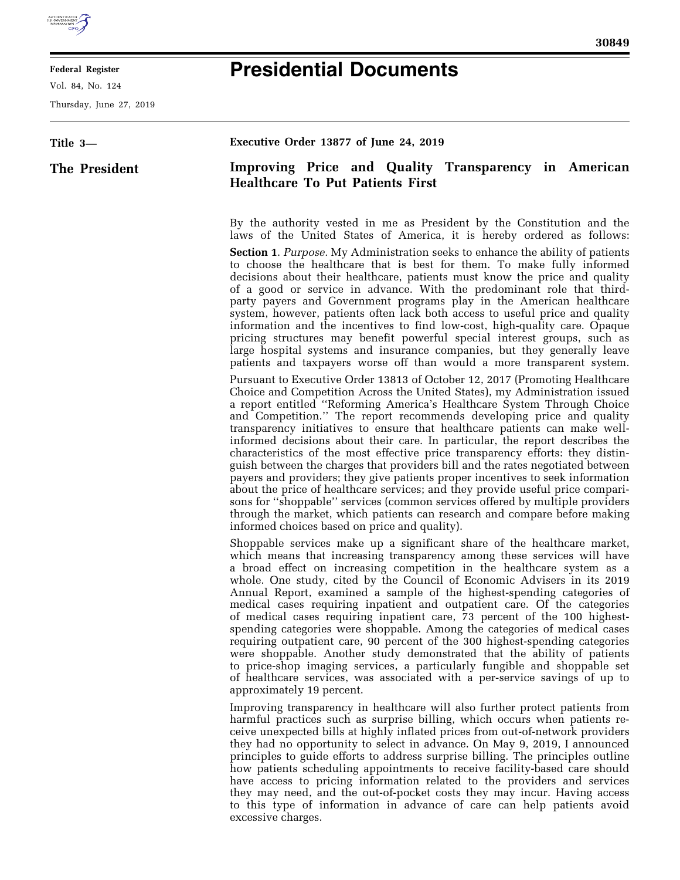# Presidential Documents

**Title 3—**

**The President**

**Executive Order 13877 of June 24, 2019**

## Improving Price and Quality Transparency in American Healthcare To Put Patients First

By the authority vested in me as President by the Constitution and the laws of the United States of America, it is hereby ordered as follows:

**Section 1**. *Purpose.* My Administration seeks to enhance the ability of patients to choose the healthcare that is best for them. To make fully informed decisions about their healthcare, patients must know the price and quality of a good or service in advance. With the predominant role that third-party payers and Government programs play in the American healthcare system, however, patients often lack both access to useful price and quality information and the incentives to find low-cost, high-quality care. Opaque pricing structures may benefit powerful special interest groups, such as large hospital systems and insurance companies, but they generally leave patients and taxpayers worse off than would a more transparent system.

Pursuant to Executive Order 13813 of October 12, 2017 (Promoting Healthcare Choice and Competition Across the United States), my Administration issued a report entitled ''Reforming America's Healthcare System Through Choice and Competition.'' The report recommends developing price and quality transparency initiatives to ensure that healthcare patients can make well-informed decisions about their care. In particular, the report describes the characteristics of the most effective price transparency efforts: they distinguish between the charges that providers bill and the rates negotiated between payers and providers; they give patients proper incentives to seek information about the price of healthcare services; and they provide useful price comparisons for ''shoppable'' services (common services offered by multiple providers through the market, which patients can research and compare before making informed choices based on price and quality).

Shoppable services make up a significant share of the healthcare market, which means that increasing transparency among these services will have a broad effect on increasing competition in the healthcare system as a whole. One study, cited by the Council of Economic Advisers in its 2019 Annual Report, examined a sample of the highest-spending categories of medical cases requiring inpatient and outpatient care. Of the categories of medical cases requiring inpatient care, 73 percent of the 100 highest-spending categories were shoppable. Among the categories of medical cases requiring outpatient care, 90 percent of the 300 highest-spending categories were shoppable. Another study demonstrated that the ability of patients to price-shop imaging services, a particularly fungible and shoppable set of healthcare services, was associated with a per-service savings of up to approximately 19 percent.

Improving transparency in healthcare will also further protect patients from harmful practices such as surprise billing, which occurs when patients receive unexpected bills at highly inflated prices from out-of-network providers they had no opportunity to select in advance. On May 9, 2019, I announced principles to guide efforts to address surprise billing. The principles outline how patients scheduling appointments to receive facility-based care should have access to pricing information related to the providers and services they may need, and the out-of-pocket costs they may incur. Having access to this type of information in advance of care can help patients avoid excessive charges.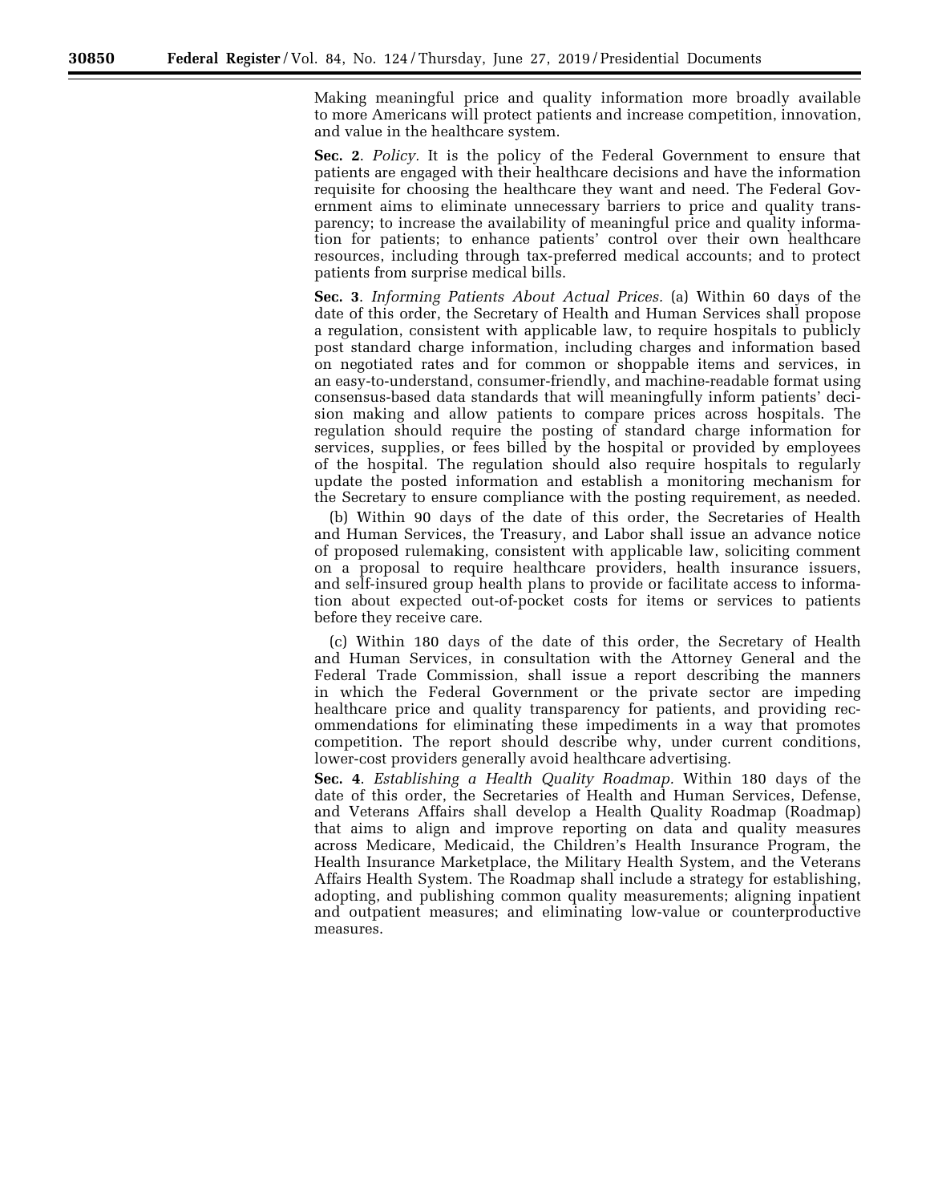Making meaningful price and quality information more broadly available to more Americans will protect patients and increase competition, innovation, and value in the healthcare system.

**Sec. 2**. *Policy.* It is the policy of the Federal Government to ensure that patients are engaged with their healthcare decisions and have the information requisite for choosing the healthcare they want and need. The Federal Government aims to eliminate unnecessary barriers to price and quality transparency; to increase the availability of meaningful price and quality information for patients; to enhance patients' control over their own healthcare resources, including through tax-preferred medical accounts; and to protect patients from surprise medical bills.

**Sec. 3**. *Informing Patients About Actual Prices.* (a) Within 60 days of the date of this order, the Secretary of Health and Human Services shall propose a regulation, consistent with applicable law, to require hospitals to publicly post standard charge information, including charges and information based on negotiated rates and for common or shoppable items and services, in an easy-to-understand, consumer-friendly, and machine-readable format using consensus-based data standards that will meaningfully inform patients' decision making and allow patients to compare prices across hospitals. The regulation should require the posting of standard charge information for services, supplies, or fees billed by the hospital or provided by employees of the hospital. The regulation should also require hospitals to regularly update the posted information and establish a monitoring mechanism for the Secretary to ensure compliance with the posting requirement, as needed.

(b) Within 90 days of the date of this order, the Secretaries of Health and Human Services, the Treasury, and Labor shall issue an advance notice of proposed rulemaking, consistent with applicable law, soliciting comment on a proposal to require healthcare providers, health insurance issuers, and self-insured group health plans to provide or facilitate access to information about expected out-of-pocket costs for items or services to patients before they receive care.

(c) Within 180 days of the date of this order, the Secretary of Health and Human Services, in consultation with the Attorney General and the Federal Trade Commission, shall issue a report describing the manners in which the Federal Government or the private sector are impeding healthcare price and quality transparency for patients, and providing recommendations for eliminating these impediments in a way that promotes competition. The report should describe why, under current conditions, lower-cost providers generally avoid healthcare advertising.

**Sec. 4**. *Establishing a Health Quality Roadmap.* Within 180 days of the date of this order, the Secretaries of Health and Human Services, Defense, and Veterans Affairs shall develop a Health Quality Roadmap (Roadmap) that aims to align and improve reporting on data and quality measures across Medicare, Medicaid, the Children's Health Insurance Program, the Health Insurance Marketplace, the Military Health System, and the Veterans Affairs Health System. The Roadmap shall include a strategy for establishing, adopting, and publishing common quality measurements; aligning inpatient and outpatient measures; and eliminating low-value or counterproductive measures.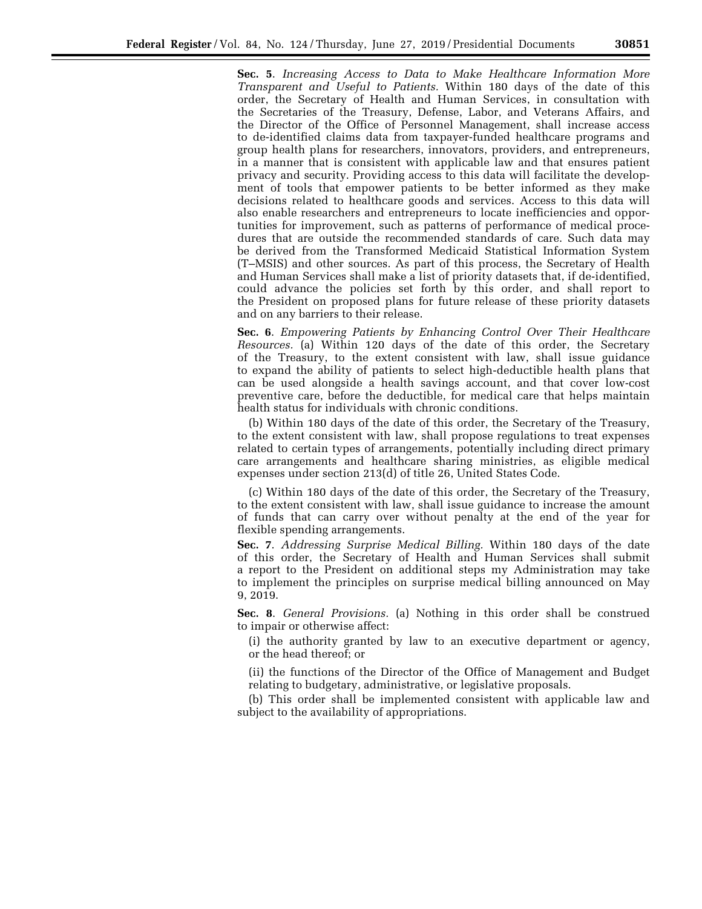**Sec. 5**. *Increasing Access to Data to Make Healthcare Information More Transparent and Useful to Patients.* Within 180 days of the date of this order, the Secretary of Health and Human Services, in consultation with the Secretaries of the Treasury, Defense, Labor, and Veterans Affairs, and the Director of the Office of Personnel Management, shall increase access to de-identified claims data from taxpayer-funded healthcare programs and group health plans for researchers, innovators, providers, and entrepreneurs, in a manner that is consistent with applicable law and that ensures patient privacy and security. Providing access to this data will facilitate the development of tools that empower patients to be better informed as they make decisions related to healthcare goods and services. Access to this data will also enable researchers and entrepreneurs to locate inefficiencies and opportunities for improvement, such as patterns of performance of medical procedures that are outside the recommended standards of care. Such data may be derived from the Transformed Medicaid Statistical Information System (T–MSIS) and other sources. As part of this process, the Secretary of Health and Human Services shall make a list of priority datasets that, if de-identified, could advance the policies set forth by this order, and shall report to the President on proposed plans for future release of these priority datasets and on any barriers to their release.

**Sec. 6**. *Empowering Patients by Enhancing Control Over Their Healthcare Resources.* (a) Within 120 days of the date of this order, the Secretary of the Treasury, to the extent consistent with law, shall issue guidance to expand the ability of patients to select high-deductible health plans that can be used alongside a health savings account, and that cover low-cost preventive care, before the deductible, for medical care that helps maintain health status for individuals with chronic conditions.

(b) Within 180 days of the date of this order, the Secretary of the Treasury, to the extent consistent with law, shall propose regulations to treat expenses related to certain types of arrangements, potentially including direct primary care arrangements and healthcare sharing ministries, as eligible medical expenses under section 213(d) of title 26, United States Code.

(c) Within 180 days of the date of this order, the Secretary of the Treasury, to the extent consistent with law, shall issue guidance to increase the amount of funds that can carry over without penalty at the end of the year for flexible spending arrangements.

**Sec. 7**. *Addressing Surprise Medical Billing.* Within 180 days of the date of this order, the Secretary of Health and Human Services shall submit a report to the President on additional steps my Administration may take to implement the principles on surprise medical billing announced on May 9, 2019.

**Sec. 8**. *General Provisions.* (a) Nothing in this order shall be construed to impair or otherwise affect:

(i) the authority granted by law to an executive department or agency, or the head thereof; or

(ii) the functions of the Director of the Office of Management and Budget relating to budgetary, administrative, or legislative proposals.

(b) This order shall be implemented consistent with applicable law and subject to the availability of appropriations.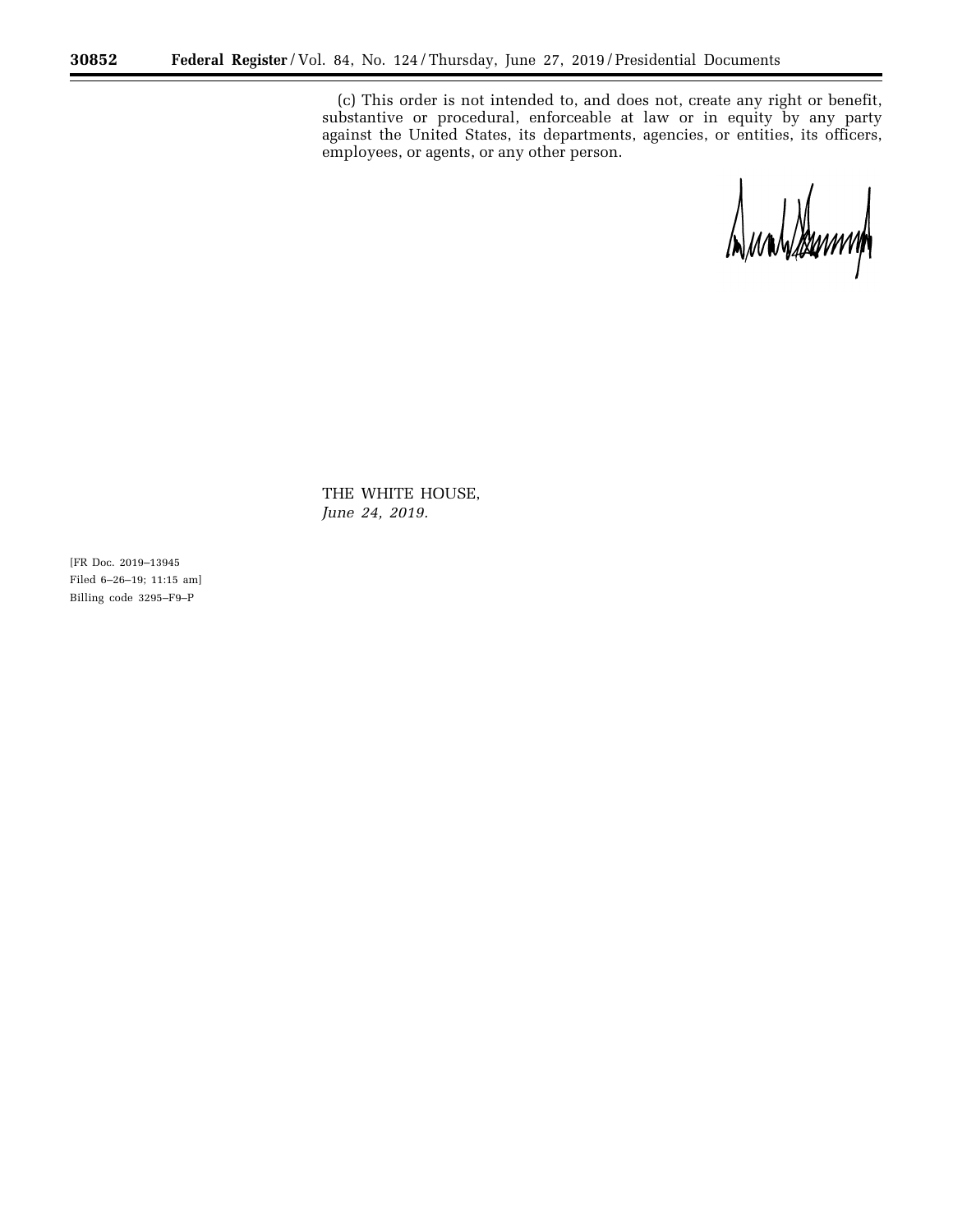(c) This order is not intended to, and does not, create any right or benefit, substantive or procedural, enforceable at law or in equity by any party against the United States, its departments, agencies, or entities, its officers, employees, or agents, or any other person.

THE WHITE HOUSE,
*June 24, 2019.*

[FR Doc. 2019–13945
Filed 6–26–19; 11:15 am]
Billing code 3295–F9–P